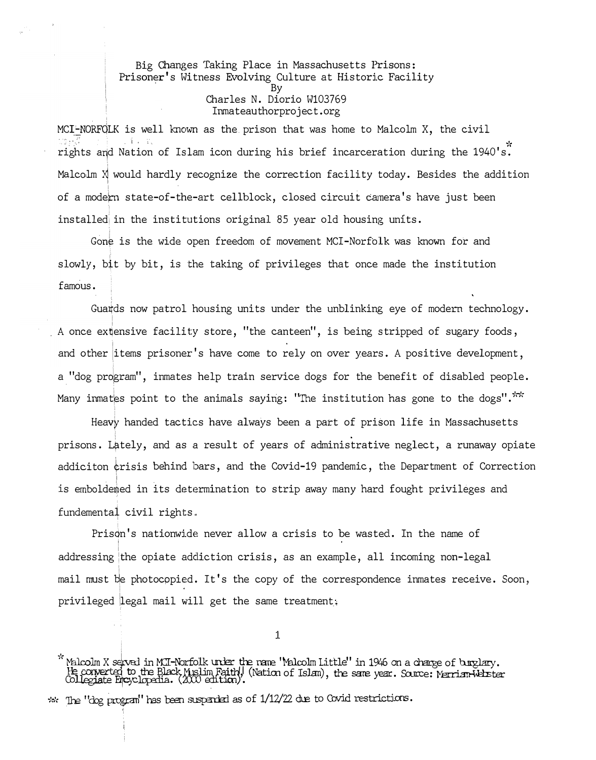# Big Changes Taking Place in Massachusetts Prisons: Prisoner's Witness Evolving Culture at Historic Facility

By
Charles N. Diorio W103769
Inmateauthorproject.org

MCI-NORFOLK is well known as the prison that was home to Malcolm X, the civil rights and Nation of Islam icon during his brief incarceration during the 1940's.* Malcolm X would hardly recognize the correction facility today. Besides the addition of a modern state-of-the-art cellblock, closed circuit camera's have just been installed in the institutions original 85 year old housing units.

Gone is the wide open freedom of movement MCI-Norfolk was known for and slowly, bit by bit, is the taking of privileges that once made the institution famous.

Guards now patrol housing units under the unblinking eye of modern technology. A once extensive facility store, "the canteen", is being stripped of sugary foods, and other items prisoner's have come to rely on over years. A positive development, a "dog program", inmates help train service dogs for the benefit of disabled people. Many inmates point to the animals saying: "The institution has gone to the dogs".**

Heavy handed tactics have always been a part of prison life in Massachusetts prisons. Lately, and as a result of years of administrative neglect, a runaway opiate addiciton crisis behind bars, and the Covid-19 pandemic, the Department of Correction is emboldened in its determination to strip away many hard fought privileges and fundemental civil rights.

Prison's nationwide never allow a crisis to be wasted. In the name of addressing the opiate addiction crisis, as an example, all incoming non-legal mail must be photocopied. It's the copy of the correspondence inmates receive. Soon, privileged legal mail will get the same treatment;

* Malcolm X served in MCI-Norfolk under the name "Malcolm Little" in 1946 on a charge of burglary. He converted to the Black Muslim Faith, (Nation of Islam), the same year. Source: Merriam-Webster Collegiate Encyclopedia. (2000 edition).

** The "dog program" has been suspended as of 1/12/22 due to Covid restrictions.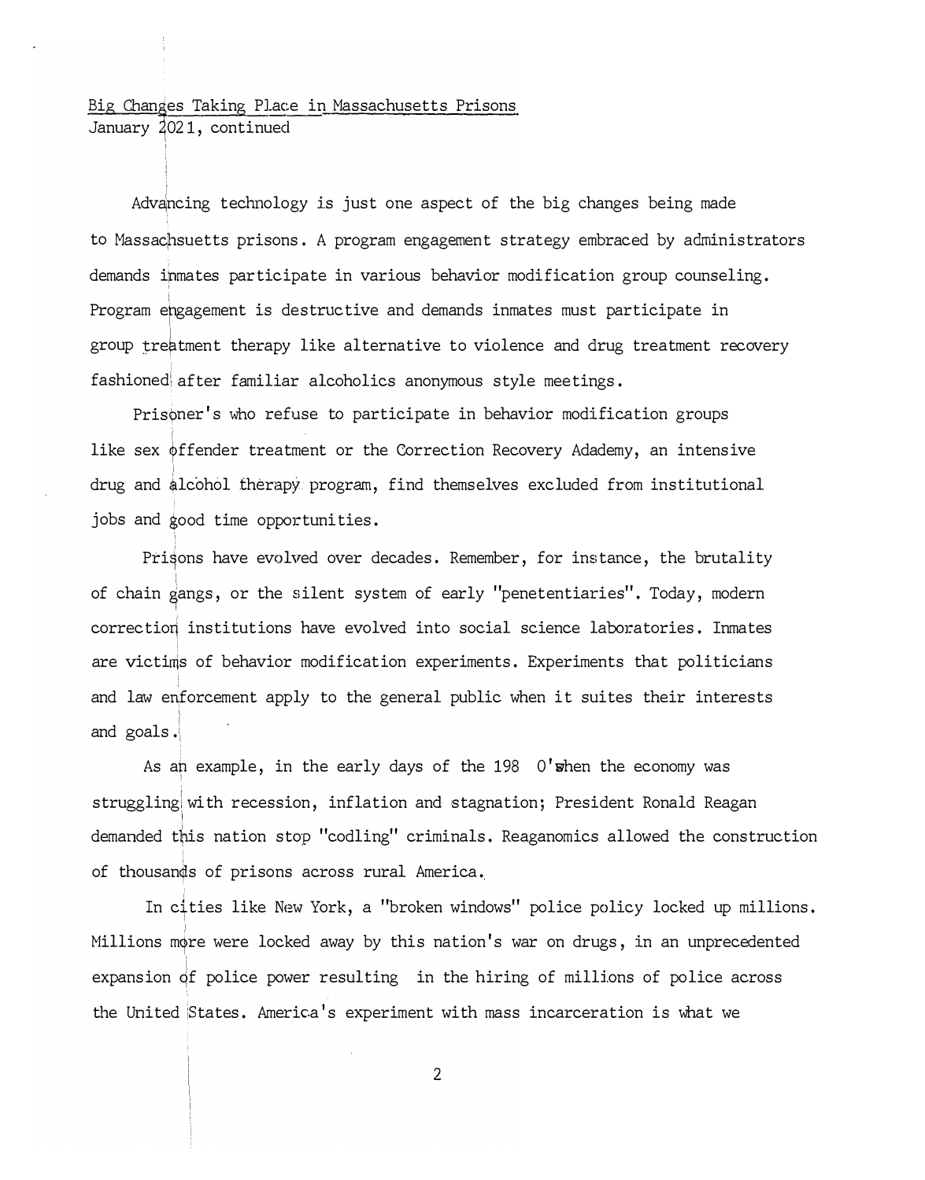Big Changes Taking Place in Massachusetts Prisons
January 2021, continued

Advancing technology is just one aspect of the big changes being made to Massachsuetts prisons. A program engagement strategy embraced by administrators demands inmates participate in various behavior modification group counseling. Program engagement is destructive and demands inmates must participate in group treatment therapy like alternative to violence and drug treatment recovery fashioned after familiar alcoholics anonymous style meetings.

Prisoner's who refuse to participate in behavior modification groups like sex offender treatment or the Correction Recovery Adademy, an intensive drug and alcohol therapy program, find themselves excluded from institutional jobs and good time opportunities.

Prisons have evolved over decades. Remember, for instance, the brutality of chain gangs, or the silent system of early "penetentiaries". Today, modern correction institutions have evolved into social science laboratories. Inmates are victims of behavior modification experiments. Experiments that politicians and law enforcement apply to the general public when it suites their interests and goals.

As an example, in the early days of the 1980's when the economy was struggling with recession, inflation and stagnation; President Ronald Reagan demanded this nation stop "codling" criminals. Reaganomics allowed the construction of thousands of prisons across rural America.

In cities like New York, a "broken windows" police policy locked up millions. Millions more were locked away by this nation's war on drugs, in an unprecedented expansion of police power resulting in the hiring of millions of police across the United States. America's experiment with mass incarceration is what we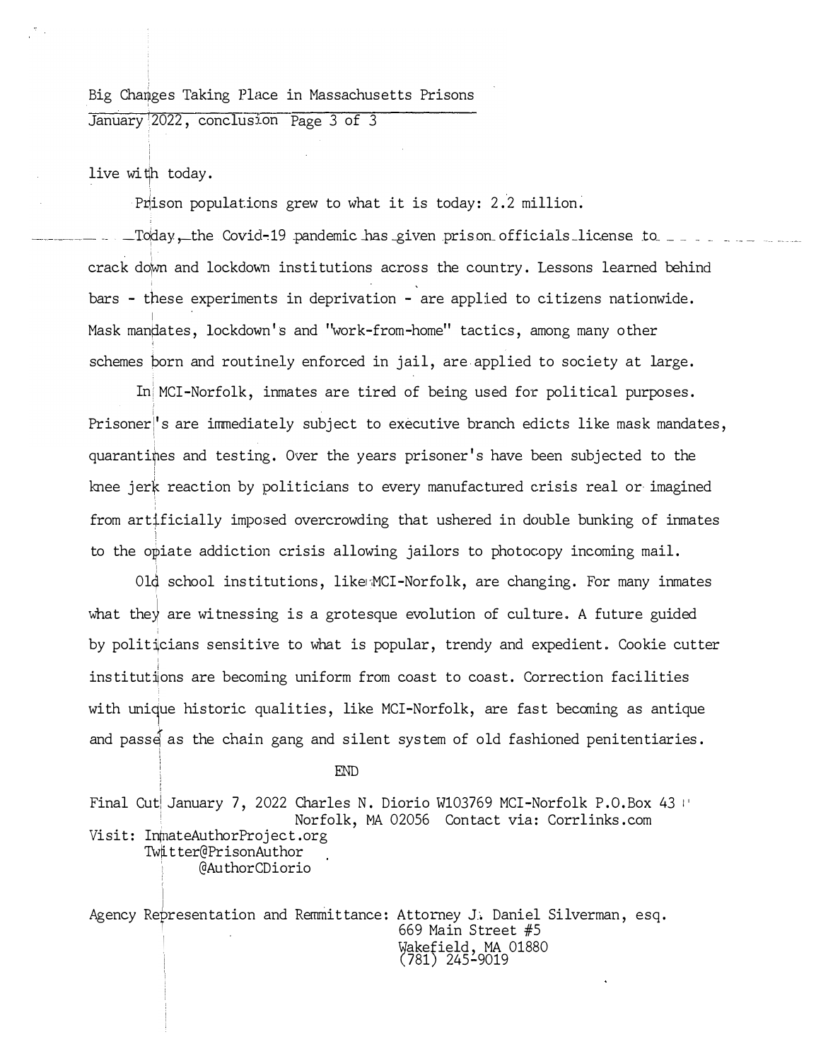live with today.

Prison populations grew to what it is today: 2.2 million.

Today, the Covid-19 pandemic has given prison officials license to crack down and lockdown institutions across the country. Lessons learned behind bars - these experiments in deprivation - are applied to citizens nationwide. Mask mandates, lockdown's and "work-from-home" tactics, among many other schemes born and routinely enforced in jail, are applied to society at large.

In MCI-Norfolk, inmates are tired of being used for political purposes. Prisoner's are immediately subject to executive branch edicts like mask mandates, quarantines and testing. Over the years prisoner's have been subjected to the knee jerk reaction by politicians to every manufactured crisis real or imagined from artificially imposed overcrowding that ushered in double bunking of inmates to the opiate addiction crisis allowing jailors to photocopy incoming mail.

Old school institutions, like MCI-Norfolk, are changing. For many inmates what they are witnessing is a grotesque evolution of culture. A future guided by politicians sensitive to what is popular, trendy and expedient. Cookie cutter institutions are becoming uniform from coast to coast. Correction facilities with unique historic qualities, like MCI-Norfolk, are fast becoming as antique and passé as the chain gang and silent system of old fashioned penitentiaries.

END

Final Cut January 7, 2022 Charles N. Diorio W103769 MCI-Norfolk P.O.Box 43
Norfolk, MA 02056 Contact via: Corrlinks.com
Visit: InmateAuthorProject.org
Twitter@PrisonAuthor
@AuthorCDiorio

Agency Representation and Remmittance: Attorney J. Daniel Silverman, esq.
669 Main Street #5
Wakefield, MA 01880
(781) 245-9019